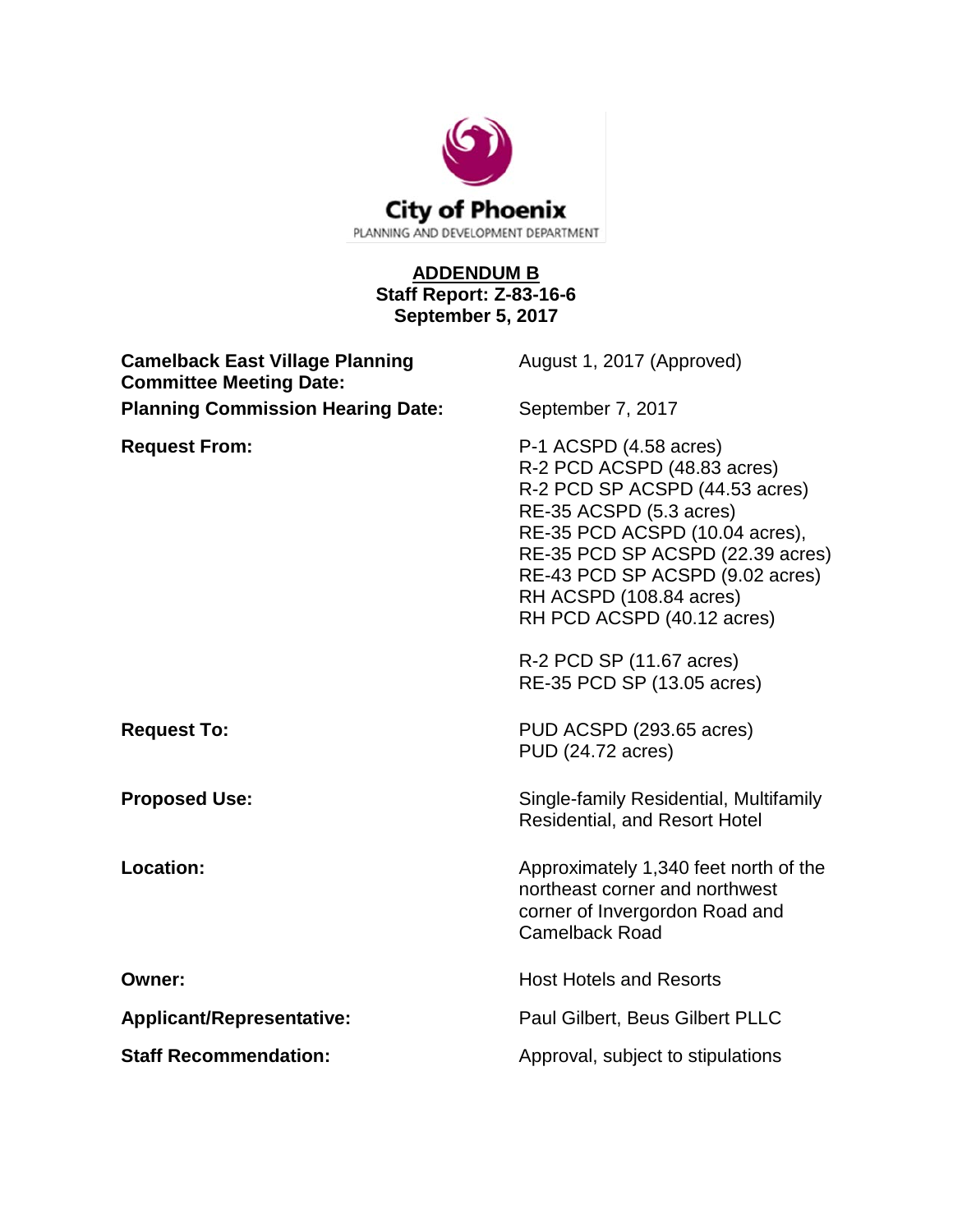City of Phoenix
PLANNING AND DEVELOPMENT DEPARTMENT

# ADDENDUM B
## Staff Report: Z-83-16-6
## September 5, 2017

| | |
|---|---|
| **Camelback East Village Planning Committee Meeting Date:** | August 1, 2017 (Approved) |
| **Planning Commission Hearing Date:** | September 7, 2017 |
| **Request From:** | P-1 ACSPD (4.58 acres)<br>R-2 PCD ACSPD (48.83 acres)<br>R-2 PCD SP ACSPD (44.53 acres)<br>RE-35 ACSPD (5.3 acres)<br>RE-35 PCD ACSPD (10.04 acres),<br>RE-35 PCD SP ACSPD (22.39 acres)<br>RE-43 PCD SP ACSPD (9.02 acres)<br>RH ACSPD (108.84 acres)<br>RH PCD ACSPD (40.12 acres)<br><br>R-2 PCD SP (11.67 acres)<br>RE-35 PCD SP (13.05 acres) |
| **Request To:** | PUD ACSPD (293.65 acres)<br>PUD (24.72 acres) |
| **Proposed Use:** | Single-family Residential, Multifamily Residential, and Resort Hotel |
| **Location:** | Approximately 1,340 feet north of the northeast corner and northwest corner of Invergordon Road and Camelback Road |
| **Owner:** | Host Hotels and Resorts |
| **Applicant/Representative:** | Paul Gilbert, Beus Gilbert PLLC |
| **Staff Recommendation:** | Approval, subject to stipulations |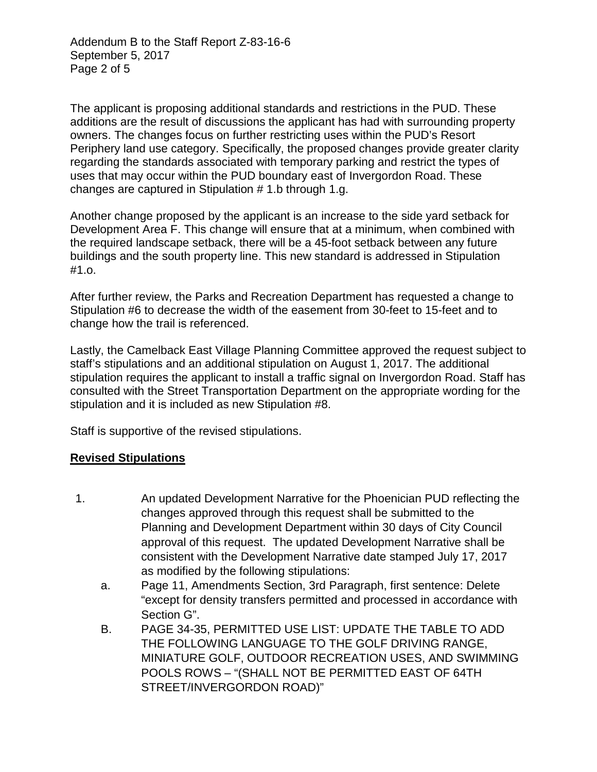The applicant is proposing additional standards and restrictions in the PUD. These additions are the result of discussions the applicant has had with surrounding property owners. The changes focus on further restricting uses within the PUD's Resort Periphery land use category. Specifically, the proposed changes provide greater clarity regarding the standards associated with temporary parking and restrict the types of uses that may occur within the PUD boundary east of Invergordon Road. These changes are captured in Stipulation # 1.b through 1.g.

Another change proposed by the applicant is an increase to the side yard setback for Development Area F. This change will ensure that at a minimum, when combined with the required landscape setback, there will be a 45-foot setback between any future buildings and the south property line. This new standard is addressed in Stipulation #1.o.

After further review, the Parks and Recreation Department has requested a change to Stipulation #6 to decrease the width of the easement from 30-feet to 15-feet and to change how the trail is referenced.

Lastly, the Camelback East Village Planning Committee approved the request subject to staff's stipulations and an additional stipulation on August 1, 2017. The additional stipulation requires the applicant to install a traffic signal on Invergordon Road. Staff has consulted with the Street Transportation Department on the appropriate wording for the stipulation and it is included as new Stipulation #8.

Staff is supportive of the revised stipulations.

## **Revised Stipulations**

1. An updated Development Narrative for the Phoenician PUD reflecting the changes approved through this request shall be submitted to the Planning and Development Department within 30 days of City Council approval of this request. The updated Development Narrative shall be consistent with the Development Narrative date stamped July 17, 2017 as modified by the following stipulations:
   a. Page 11, Amendments Section, 3rd Paragraph, first sentence: Delete "except for density transfers permitted and processed in accordance with Section G".
   B. PAGE 34-35, PERMITTED USE LIST: UPDATE THE TABLE TO ADD THE FOLLOWING LANGUAGE TO THE GOLF DRIVING RANGE, MINIATURE GOLF, OUTDOOR RECREATION USES, AND SWIMMING POOLS ROWS – "(SHALL NOT BE PERMITTED EAST OF 64TH STREET/INVERGORDON ROAD)"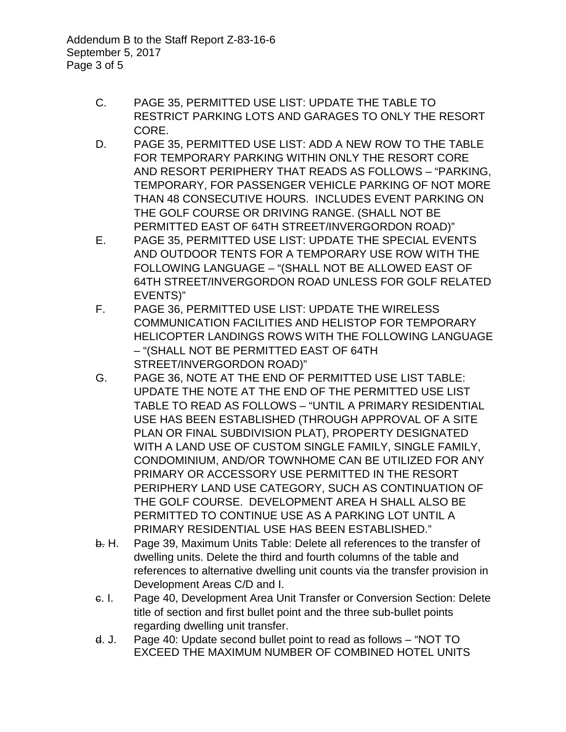C. PAGE 35, PERMITTED USE LIST: UPDATE THE TABLE TO RESTRICT PARKING LOTS AND GARAGES TO ONLY THE RESORT CORE.

D. PAGE 35, PERMITTED USE LIST: ADD A NEW ROW TO THE TABLE FOR TEMPORARY PARKING WITHIN ONLY THE RESORT CORE AND RESORT PERIPHERY THAT READS AS FOLLOWS – "PARKING, TEMPORARY, FOR PASSENGER VEHICLE PARKING OF NOT MORE THAN 48 CONSECUTIVE HOURS. INCLUDES EVENT PARKING ON THE GOLF COURSE OR DRIVING RANGE. (SHALL NOT BE PERMITTED EAST OF 64TH STREET/INVERGORDON ROAD)"

E. PAGE 35, PERMITTED USE LIST: UPDATE THE SPECIAL EVENTS AND OUTDOOR TENTS FOR A TEMPORARY USE ROW WITH THE FOLLOWING LANGUAGE – "(SHALL NOT BE ALLOWED EAST OF 64TH STREET/INVERGORDON ROAD UNLESS FOR GOLF RELATED EVENTS)"

F. PAGE 36, PERMITTED USE LIST: UPDATE THE WIRELESS COMMUNICATION FACILITIES AND HELISTOP FOR TEMPORARY HELICOPTER LANDINGS ROWS WITH THE FOLLOWING LANGUAGE – "(SHALL NOT BE PERMITTED EAST OF 64TH STREET/INVERGORDON ROAD)"

G. PAGE 36, NOTE AT THE END OF PERMITTED USE LIST TABLE: UPDATE THE NOTE AT THE END OF THE PERMITTED USE LIST TABLE TO READ AS FOLLOWS – "UNTIL A PRIMARY RESIDENTIAL USE HAS BEEN ESTABLISHED (THROUGH APPROVAL OF A SITE PLAN OR FINAL SUBDIVISION PLAT), PROPERTY DESIGNATED WITH A LAND USE OF CUSTOM SINGLE FAMILY, SINGLE FAMILY, CONDOMINIUM, AND/OR TOWNHOME CAN BE UTILIZED FOR ANY PRIMARY OR ACCESSORY USE PERMITTED IN THE RESORT PERIPHERY LAND USE CATEGORY, SUCH AS CONTINUATION OF THE GOLF COURSE. DEVELOPMENT AREA H SHALL ALSO BE PERMITTED TO CONTINUE USE AS A PARKING LOT UNTIL A PRIMARY RESIDENTIAL USE HAS BEEN ESTABLISHED."

~~b.~~ H. Page 39, Maximum Units Table: Delete all references to the transfer of dwelling units. Delete the third and fourth columns of the table and references to alternative dwelling unit counts via the transfer provision in Development Areas C/D and I.

~~c.~~ I. Page 40, Development Area Unit Transfer or Conversion Section: Delete title of section and first bullet point and the three sub-bullet points regarding dwelling unit transfer.

~~d.~~ J. Page 40: Update second bullet point to read as follows – "NOT TO EXCEED THE MAXIMUM NUMBER OF COMBINED HOTEL UNITS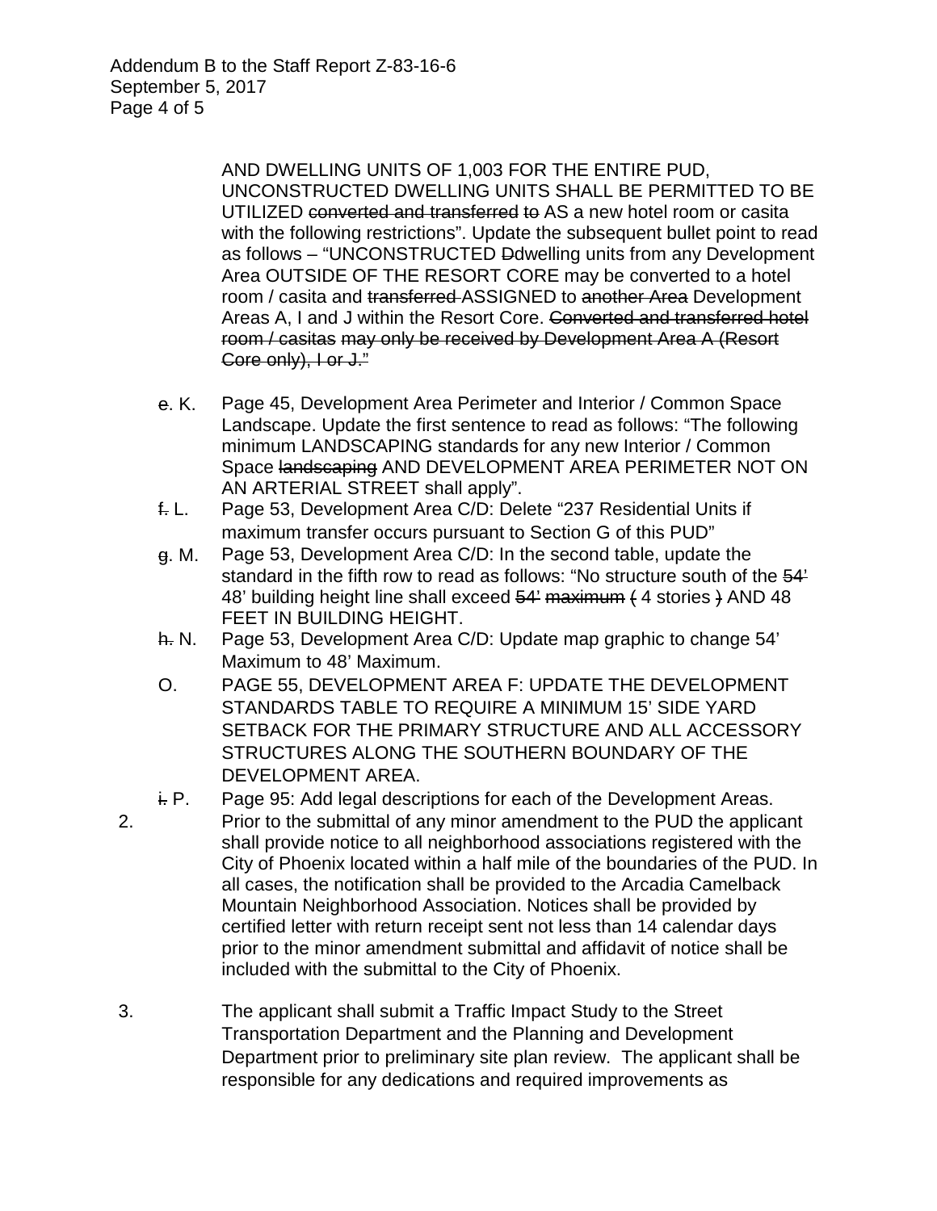AND DWELLING UNITS OF 1,003 FOR THE ENTIRE PUD, UNCONSTRUCTED DWELLING UNITS SHALL BE PERMITTED TO BE UTILIZED ~~converted and transferred to~~ AS a new hotel room or casita with the following restrictions". Update the subsequent bullet point to read as follows – "UNCONSTRUCTED ~~D~~dwelling units from any Development Area OUTSIDE OF THE RESORT CORE may be converted to a hotel room / casita and ~~transferred~~ ASSIGNED to ~~another Area~~ Development Areas A, I and J within the Resort Core. ~~Converted and transferred hotel room / casitas may only be received by Development Area A (Resort Core only), I or J."~~

~~e~~. K. Page 45, Development Area Perimeter and Interior / Common Space Landscape. Update the first sentence to read as follows: "The following minimum LANDSCAPING standards for any new Interior / Common Space ~~landscaping~~ AND DEVELOPMENT AREA PERIMETER NOT ON AN ARTERIAL STREET shall apply".

~~f.~~ L. Page 53, Development Area C/D: Delete "237 Residential Units if maximum transfer occurs pursuant to Section G of this PUD"

~~g~~. M. Page 53, Development Area C/D: In the second table, update the standard in the fifth row to read as follows: "No structure south of the ~~54'~~ 48' building height line shall exceed ~~54' maximum (~~ 4 stories ~~)~~ AND 48 FEET IN BUILDING HEIGHT.

~~h.~~ N. Page 53, Development Area C/D: Update map graphic to change 54' Maximum to 48' Maximum.

O. PAGE 55, DEVELOPMENT AREA F: UPDATE THE DEVELOPMENT STANDARDS TABLE TO REQUIRE A MINIMUM 15' SIDE YARD SETBACK FOR THE PRIMARY STRUCTURE AND ALL ACCESSORY STRUCTURES ALONG THE SOUTHERN BOUNDARY OF THE DEVELOPMENT AREA.

~~i.~~ P. Page 95: Add legal descriptions for each of the Development Areas.

2. Prior to the submittal of any minor amendment to the PUD the applicant shall provide notice to all neighborhood associations registered with the City of Phoenix located within a half mile of the boundaries of the PUD. In all cases, the notification shall be provided to the Arcadia Camelback Mountain Neighborhood Association. Notices shall be provided by certified letter with return receipt sent not less than 14 calendar days prior to the minor amendment submittal and affidavit of notice shall be included with the submittal to the City of Phoenix.

3. The applicant shall submit a Traffic Impact Study to the Street Transportation Department and the Planning and Development Department prior to preliminary site plan review. The applicant shall be responsible for any dedications and required improvements as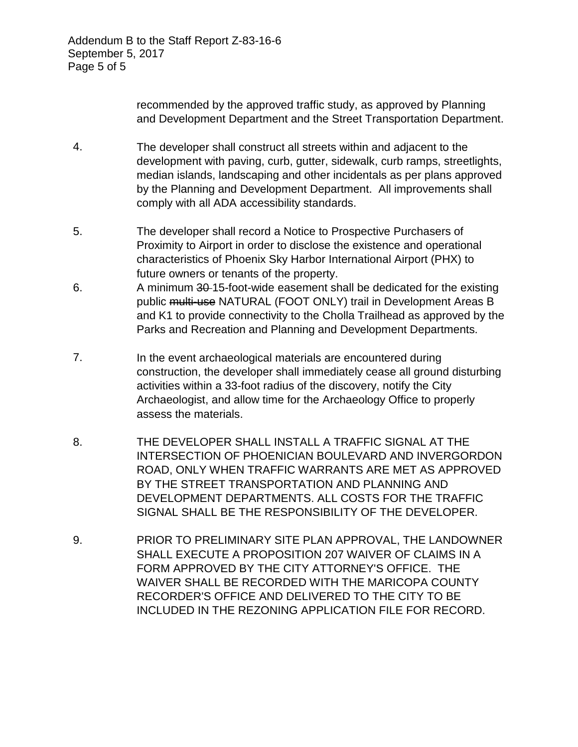recommended by the approved traffic study, as approved by Planning and Development Department and the Street Transportation Department.

4. The developer shall construct all streets within and adjacent to the development with paving, curb, gutter, sidewalk, curb ramps, streetlights, median islands, landscaping and other incidentals as per plans approved by the Planning and Development Department. All improvements shall comply with all ADA accessibility standards.

5. The developer shall record a Notice to Prospective Purchasers of Proximity to Airport in order to disclose the existence and operational characteristics of Phoenix Sky Harbor International Airport (PHX) to future owners or tenants of the property.

6. A minimum ~~30~~ 15-foot-wide easement shall be dedicated for the existing public ~~multi-use~~ NATURAL (FOOT ONLY) trail in Development Areas B and K1 to provide connectivity to the Cholla Trailhead as approved by the Parks and Recreation and Planning and Development Departments.

7. In the event archaeological materials are encountered during construction, the developer shall immediately cease all ground disturbing activities within a 33-foot radius of the discovery, notify the City Archaeologist, and allow time for the Archaeology Office to properly assess the materials.

8. THE DEVELOPER SHALL INSTALL A TRAFFIC SIGNAL AT THE INTERSECTION OF PHOENICIAN BOULEVARD AND INVERGORDON ROAD, ONLY WHEN TRAFFIC WARRANTS ARE MET AS APPROVED BY THE STREET TRANSPORTATION AND PLANNING AND DEVELOPMENT DEPARTMENTS. ALL COSTS FOR THE TRAFFIC SIGNAL SHALL BE THE RESPONSIBILITY OF THE DEVELOPER.

9. PRIOR TO PRELIMINARY SITE PLAN APPROVAL, THE LANDOWNER SHALL EXECUTE A PROPOSITION 207 WAIVER OF CLAIMS IN A FORM APPROVED BY THE CITY ATTORNEY'S OFFICE. THE WAIVER SHALL BE RECORDED WITH THE MARICOPA COUNTY RECORDER'S OFFICE AND DELIVERED TO THE CITY TO BE INCLUDED IN THE REZONING APPLICATION FILE FOR RECORD.